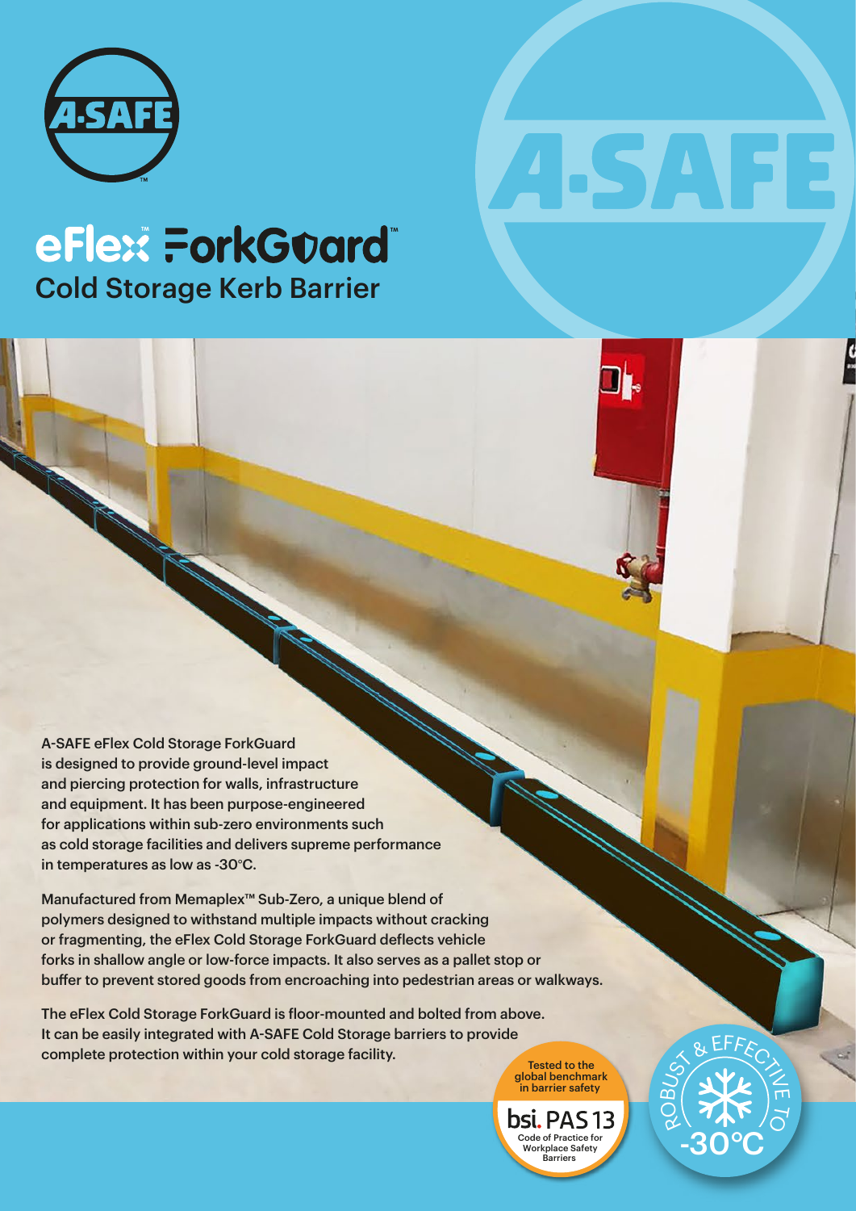# eFlex™ ForkGuard™

## Cold Storage Kerb Barrier

A-SAFE eFlex Cold Storage ForkGuard is designed to provide ground-level impact and piercing protection for walls, infrastructure and equipment. It has been purpose-engineered for applications within sub-zero environments such as cold storage facilities and delivers supreme performance in temperatures as low as -30°C.

Manufactured from Memaplex™ Sub-Zero, a unique blend of polymers designed to withstand multiple impacts without cracking or fragmenting, the eFlex Cold Storage ForkGuard deflects vehicle forks in shallow angle or low-force impacts. It also serves as a pallet stop or buffer to prevent stored goods from encroaching into pedestrian areas or walkways.

The eFlex Cold Storage ForkGuard is floor-mounted and bolted from above. It can be easily integrated with A-SAFE Cold Storage barriers to provide complete protection within your cold storage facility.

Tested to the global benchmark in barrier safety

bsi. PAS 13 Code of Practice for Workplace Safety Barriers

ROBUST & EFFECTIVE TO -30°C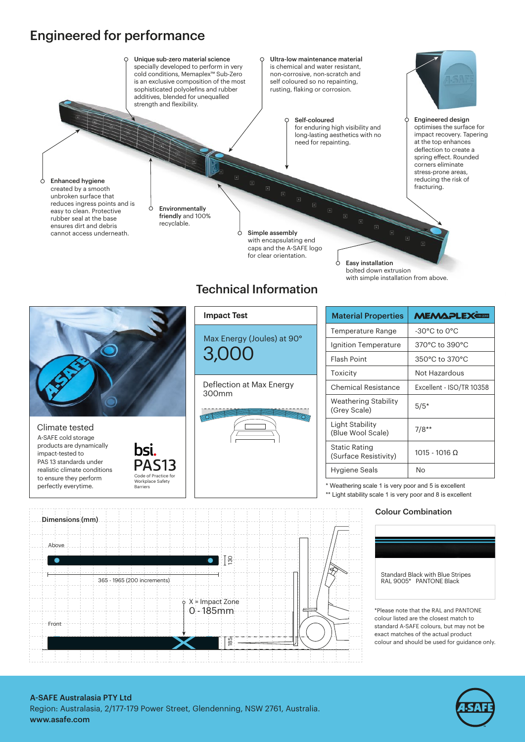# Engineered for performance

**Unique sub-zero material science**
specially developed to perform in very cold conditions, Memaplex™ Sub-Zero is an exclusive composition of the most sophisticated polyolefins and rubber additives, blended for unequalled strength and flexibility.

**Ultra-low maintenance material**
is chemical and water resistant, non-corrosive, non-scratch and self coloured so no repainting, rusting, flaking or corrosion.

**Self-coloured**
for enduring high visibility and long-lasting aesthetics with no need for repainting.

**Engineered design**
optimises the surface for impact recovery. Tapering at the top enhances deflection to create a spring effect. Rounded corners eliminate stress-prone areas, reducing the risk of fracturing.

**Enhanced hygiene**
created by a smooth unbroken surface that reduces ingress points and is easy to clean. Protective rubber seal at the base ensures dirt and debris cannot access underneath.

**Environmentally friendly** and 100% recyclable.

**Simple assembly**
with encapsulating end caps and the A-SAFE logo for clear orientation.

**Easy installation**
bolted down extrusion with simple installation from above.

## Technical Information

### Climate tested

A-SAFE cold storage products are dynamically impact-tested to PAS 13 standards under realistic climate conditions to ensure they perform perfectly everytime.

bsi. PAS13 Code of Practice for Workplace Safety Barriers

### Impact Test

Max Energy (Joules) at 90°
**3,000**

Deflection at Max Energy
300mm

| Material Properties | MEMAPLEX SUB-ZERO |
|---|---|
| Temperature Range | -30°C to 0°C |
| Ignition Temperature | 370°C to 390°C |
| Flash Point | 350°C to 370°C |
| Toxicity | Not Hazardous |
| Chemical Resistance | Excellent - ISO/TR 10358 |
| Weathering Stability (Grey Scale) | 5/5* |
| Light Stability (Blue Wool Scale) | 7/8** |
| Static Rating (Surface Resistivity) | 1015 - 1016 Ω |
| Hygiene Seals | No |

\* Weathering scale 1 is very poor and 5 is excellent
\*\* Light stability scale 1 is very poor and 8 is excellent

### Dimensions (mm)

Above

130

365 - 1965 (200 increments)

X = Impact Zone
0 - 185mm

Front

185

### Colour Combination

Standard Black with Blue Stripes
RAL 9005* PANTONE Black

*Please note that the RAL and PANTONE colour listed are the closest match to standard A-SAFE colours, but may not be exact matches of the actual product colour and should be used for guidance only.

**A-SAFE Australasia PTY Ltd**
Region: Australasia, 2/177-179 Power Street, Glendenning, NSW 2761, Australia.
**www.asafe.com**